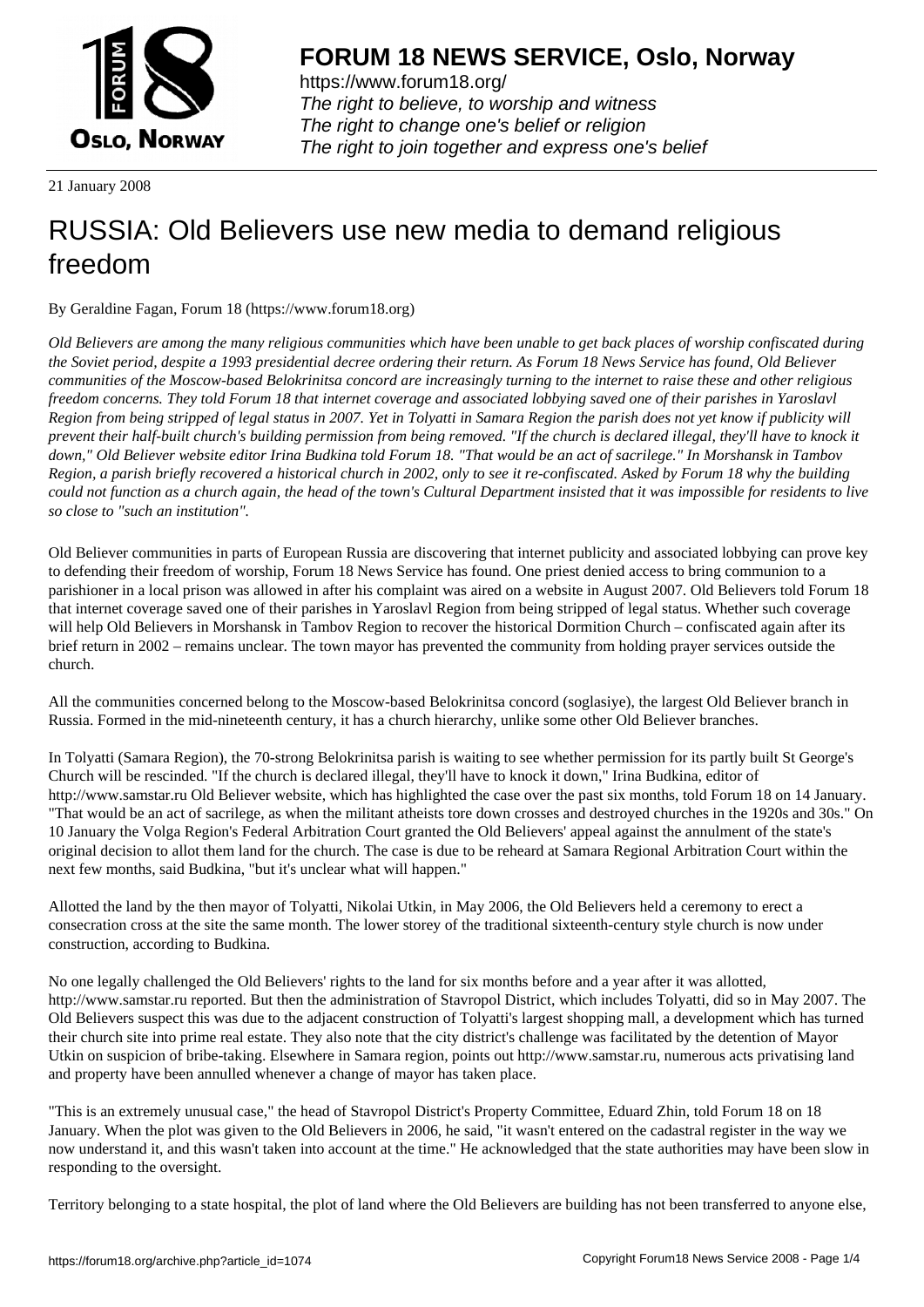21 January 2008

# RUSSIA: Old Believers use new media to demand religious freedom

By Geraldine Fagan, Forum 18 (https://www.forum18.org)

*Old Believers are among the many religious communities which have been unable to get back places of worship confiscated during the Soviet period, despite a 1993 presidential decree ordering their return. As Forum 18 News Service has found, Old Believer communities of the Moscow-based Belokrinitsa concord are increasingly turning to the internet to raise these and other religious freedom concerns. They told Forum 18 that internet coverage and associated lobbying saved one of their parishes in Yaroslavl Region from being stripped of legal status in 2007. Yet in Tolyatti in Samara Region the parish does not yet know if publicity will prevent their half-built church's building permission from being removed. "If the church is declared illegal, they'll have to knock it down," Old Believer website editor Irina Budkina told Forum 18. "That would be an act of sacrilege." In Morshansk in Tambov Region, a parish briefly recovered a historical church in 2002, only to see it re-confiscated. Asked by Forum 18 why the building could not function as a church again, the head of the town's Cultural Department insisted that it was impossible for residents to live so close to "such an institution".*

Old Believer communities in parts of European Russia are discovering that internet publicity and associated lobbying can prove key to defending their freedom of worship, Forum 18 News Service has found. One priest denied access to bring communion to a parishioner in a local prison was allowed in after his complaint was aired on a website in August 2007. Old Believers told Forum 18 that internet coverage saved one of their parishes in Yaroslavl Region from being stripped of legal status. Whether such coverage will help Old Believers in Morshansk in Tambov Region to recover the historical Dormition Church – confiscated again after its brief return in 2002 – remains unclear. The town mayor has prevented the community from holding prayer services outside the church.

All the communities concerned belong to the Moscow-based Belokrinitsa concord (soglasiye), the largest Old Believer branch in Russia. Formed in the mid-nineteenth century, it has a church hierarchy, unlike some other Old Believer branches.

In Tolyatti (Samara Region), the 70-strong Belokrinitsa parish is waiting to see whether permission for its partly built St George's Church will be rescinded. "If the church is declared illegal, they'll have to knock it down," Irina Budkina, editor of http://www.samstar.ru Old Believer website, which has highlighted the case over the past six months, told Forum 18 on 14 January. "That would be an act of sacrilege, as when the militant atheists tore down crosses and destroyed churches in the 1920s and 30s." On 10 January the Volga Region's Federal Arbitration Court granted the Old Believers' appeal against the annulment of the state's original decision to allot them land for the church. The case is due to be reheard at Samara Regional Arbitration Court within the next few months, said Budkina, "but it's unclear what will happen."

Allotted the land by the then mayor of Tolyatti, Nikolai Utkin, in May 2006, the Old Believers held a ceremony to erect a consecration cross at the site the same month. The lower storey of the traditional sixteenth-century style church is now under construction, according to Budkina.

No one legally challenged the Old Believers' rights to the land for six months before and a year after it was allotted, http://www.samstar.ru reported. But then the administration of Stavropol District, which includes Tolyatti, did so in May 2007. The Old Believers suspect this was due to the adjacent construction of Tolyatti's largest shopping mall, a development which has turned their church site into prime real estate. They also note that the city district's challenge was facilitated by the detention of Mayor Utkin on suspicion of bribe-taking. Elsewhere in Samara region, points out http://www.samstar.ru, numerous acts privatising land and property have been annulled whenever a change of mayor has taken place.

"This is an extremely unusual case," the head of Stavropol District's Property Committee, Eduard Zhin, told Forum 18 on 18 January. When the plot was given to the Old Believers in 2006, he said, "it wasn't entered on the cadastral register in the way we now understand it, and this wasn't taken into account at the time." He acknowledged that the state authorities may have been slow in responding to the oversight.

Territory belonging to a state hospital, the plot of land where the Old Believers are building has not been transferred to anyone else,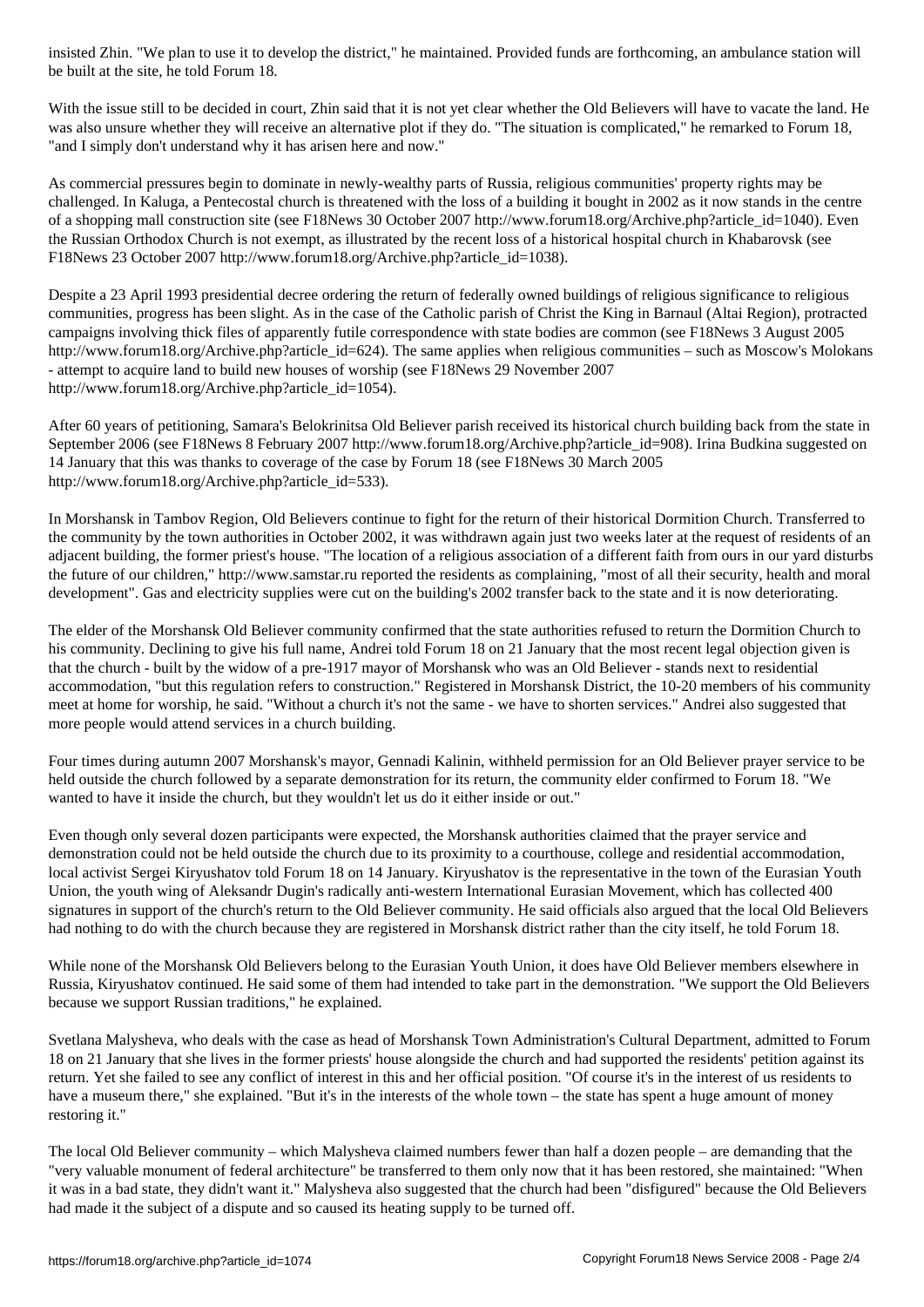insisted Zhin. "We plan to use it to develop the district," he maintained. Provided funds are forthcoming, an ambulance station will be built at the site, he told Forum 18.

With the issue still to be decided in court, Zhin said that it is not yet clear whether the Old Believers will have to vacate the land. He was also unsure whether they will receive an alternative plot if they do. "The situation is complicated," he remarked to Forum 18, "and I simply don't understand why it has arisen here and now."

As commercial pressures begin to dominate in newly-wealthy parts of Russia, religious communities' property rights may be challenged. In Kaluga, a Pentecostal church is threatened with the loss of a building it bought in 2002 as it now stands in the centre of a shopping mall construction site (see F18News 30 October 2007 http://www.forum18.org/Archive.php?article_id=1040). Even the Russian Orthodox Church is not exempt, as illustrated by the recent loss of a historical hospital church in Khabarovsk (see F18News 23 October 2007 http://www.forum18.org/Archive.php?article_id=1038).

Despite a 23 April 1993 presidential decree ordering the return of federally owned buildings of religious significance to religious communities, progress has been slight. As in the case of the Catholic parish of Christ the King in Barnaul (Altai Region), protracted campaigns involving thick files of apparently futile correspondence with state bodies are common (see F18News 3 August 2005 http://www.forum18.org/Archive.php?article_id=624). The same applies when religious communities – such as Moscow's Molokans - attempt to acquire land to build new houses of worship (see F18News 29 November 2007 http://www.forum18.org/Archive.php?article_id=1054).

After 60 years of petitioning, Samara's Belokrinitsa Old Believer parish received its historical church building back from the state in September 2006 (see F18News 8 February 2007 http://www.forum18.org/Archive.php?article_id=908). Irina Budkina suggested on 14 January that this was thanks to coverage of the case by Forum 18 (see F18News 30 March 2005 http://www.forum18.org/Archive.php?article_id=533).

In Morshansk in Tambov Region, Old Believers continue to fight for the return of their historical Dormition Church. Transferred to the community by the town authorities in October 2002, it was withdrawn again just two weeks later at the request of residents of an adjacent building, the former priest's house. "The location of a religious association of a different faith from ours in our yard disturbs the future of our children," http://www.samstar.ru reported the residents as complaining, "most of all their security, health and moral development". Gas and electricity supplies were cut on the building's 2002 transfer back to the state and it is now deteriorating.

The elder of the Morshansk Old Believer community confirmed that the state authorities refused to return the Dormition Church to his community. Declining to give his full name, Andrei told Forum 18 on 21 January that the most recent legal objection given is that the church - built by the widow of a pre-1917 mayor of Morshansk who was an Old Believer - stands next to residential accommodation, "but this regulation refers to construction." Registered in Morshansk District, the 10-20 members of his community meet at home for worship, he said. "Without a church it's not the same - we have to shorten services." Andrei also suggested that more people would attend services in a church building.

Four times during autumn 2007 Morshansk's mayor, Gennadi Kalinin, withheld permission for an Old Believer prayer service to be held outside the church followed by a separate demonstration for its return, the community elder confirmed to Forum 18. "We wanted to have it inside the church, but they wouldn't let us do it either inside or out."

Even though only several dozen participants were expected, the Morshansk authorities claimed that the prayer service and demonstration could not be held outside the church due to its proximity to a courthouse, college and residential accommodation, local activist Sergei Kiryushatov told Forum 18 on 14 January. Kiryushatov is the representative in the town of the Eurasian Youth Union, the youth wing of Aleksandr Dugin's radically anti-western International Eurasian Movement, which has collected 400 signatures in support of the church's return to the Old Believer community. He said officials also argued that the local Old Believers had nothing to do with the church because they are registered in Morshansk district rather than the city itself, he told Forum 18.

While none of the Morshansk Old Believers belong to the Eurasian Youth Union, it does have Old Believer members elsewhere in Russia, Kiryushatov continued. He said some of them had intended to take part in the demonstration. "We support the Old Believers because we support Russian traditions," he explained.

Svetlana Malysheva, who deals with the case as head of Morshansk Town Administration's Cultural Department, admitted to Forum 18 on 21 January that she lives in the former priests' house alongside the church and had supported the residents' petition against its return. Yet she failed to see any conflict of interest in this and her official position. "Of course it's in the interest of us residents to have a museum there," she explained. "But it's in the interests of the whole town – the state has spent a huge amount of money restoring it."

The local Old Believer community – which Malysheva claimed numbers fewer than half a dozen people – are demanding that the "very valuable monument of federal architecture" be transferred to them only now that it has been restored, she maintained: "When it was in a bad state, they didn't want it." Malysheva also suggested that the church had been "disfigured" because the Old Believers had made it the subject of a dispute and so caused its heating supply to be turned off.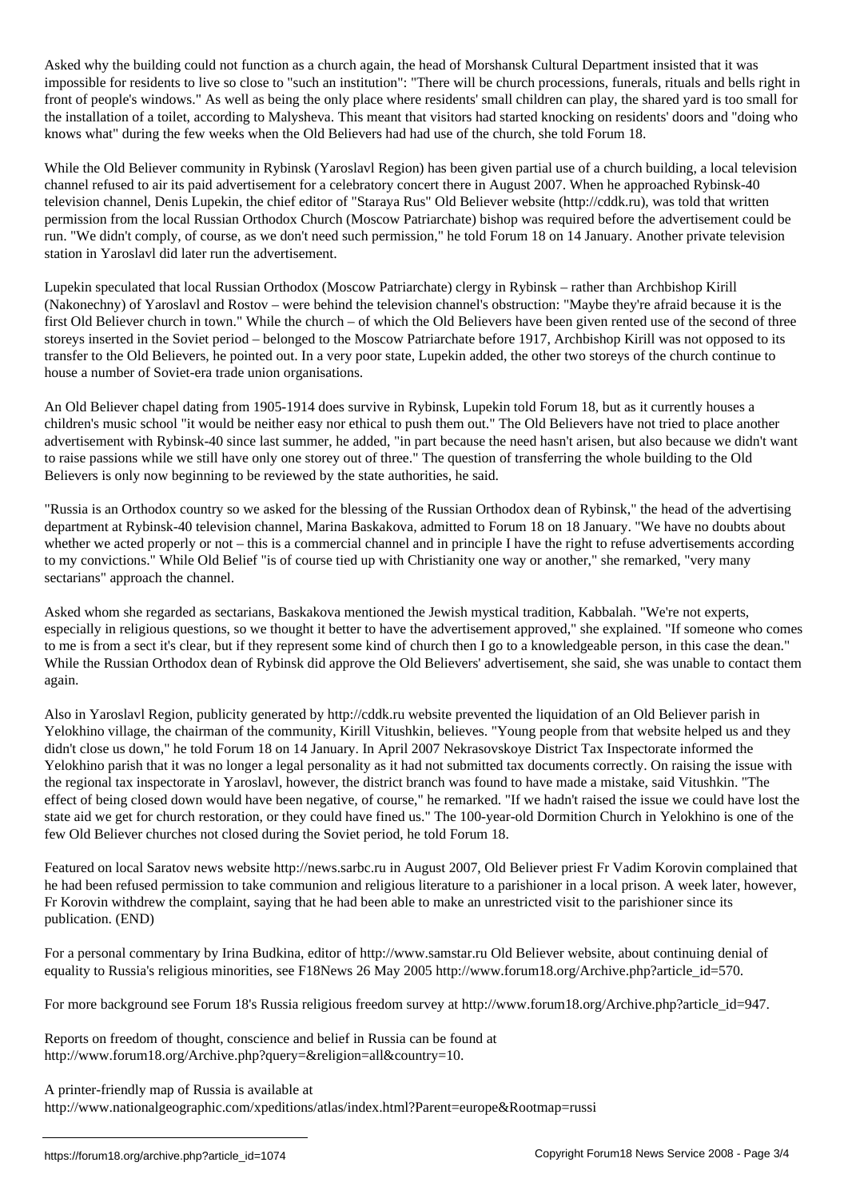Asked why the building could not function as a church again, the head of Morshansk Cultural Department insisted that it was impossible for residents to live so close to "such an institution": "There will be church processions, funerals, rituals and bells right in front of people's windows." As well as being the only place where residents' small children can play, the shared yard is too small for the installation of a toilet, according to Malysheva. This meant that visitors had started knocking on residents' doors and "doing who knows what" during the few weeks when the Old Believers had had use of the church, she told Forum 18.

While the Old Believer community in Rybinsk (Yaroslavl Region) has been given partial use of a church building, a local television channel refused to air its paid advertisement for a celebratory concert there in August 2007. When he approached Rybinsk-40 television channel, Denis Lupekin, the chief editor of "Staraya Rus" Old Believer website (http://cddk.ru), was told that written permission from the local Russian Orthodox Church (Moscow Patriarchate) bishop was required before the advertisement could be run. "We didn't comply, of course, as we don't need such permission," he told Forum 18 on 14 January. Another private television station in Yaroslavl did later run the advertisement.

Lupekin speculated that local Russian Orthodox (Moscow Patriarchate) clergy in Rybinsk – rather than Archbishop Kirill (Nakonechny) of Yaroslavl and Rostov – were behind the television channel's obstruction: "Maybe they're afraid because it is the first Old Believer church in town." While the church – of which the Old Believers have been given rented use of the second of three storeys inserted in the Soviet period – belonged to the Moscow Patriarchate before 1917, Archbishop Kirill was not opposed to its transfer to the Old Believers, he pointed out. In a very poor state, Lupekin added, the other two storeys of the church continue to house a number of Soviet-era trade union organisations.

An Old Believer chapel dating from 1905-1914 does survive in Rybinsk, Lupekin told Forum 18, but as it currently houses a children's music school "it would be neither easy nor ethical to push them out." The Old Believers have not tried to place another advertisement with Rybinsk-40 since last summer, he added, "in part because the need hasn't arisen, but also because we didn't want to raise passions while we still have only one storey out of three." The question of transferring the whole building to the Old Believers is only now beginning to be reviewed by the state authorities, he said.

"Russia is an Orthodox country so we asked for the blessing of the Russian Orthodox dean of Rybinsk," the head of the advertising department at Rybinsk-40 television channel, Marina Baskakova, admitted to Forum 18 on 18 January. "We have no doubts about whether we acted properly or not – this is a commercial channel and in principle I have the right to refuse advertisements according to my convictions." While Old Belief "is of course tied up with Christianity one way or another," she remarked, "very many sectarians" approach the channel.

Asked whom she regarded as sectarians, Baskakova mentioned the Jewish mystical tradition, Kabbalah. "We're not experts, especially in religious questions, so we thought it better to have the advertisement approved," she explained. "If someone who comes to me is from a sect it's clear, but if they represent some kind of church then I go to a knowledgeable person, in this case the dean." While the Russian Orthodox dean of Rybinsk did approve the Old Believers' advertisement, she said, she was unable to contact them again.

Also in Yaroslavl Region, publicity generated by http://cddk.ru website prevented the liquidation of an Old Believer parish in Yelokhino village, the chairman of the community, Kirill Vitushkin, believes. "Young people from that website helped us and they didn't close us down," he told Forum 18 on 14 January. In April 2007 Nekrasovskoye District Tax Inspectorate informed the Yelokhino parish that it was no longer a legal personality as it had not submitted tax documents correctly. On raising the issue with the regional tax inspectorate in Yaroslavl, however, the district branch was found to have made a mistake, said Vitushkin. "The effect of being closed down would have been negative, of course," he remarked. "If we hadn't raised the issue we could have lost the state aid we get for church restoration, or they could have fined us." The 100-year-old Dormition Church in Yelokhino is one of the few Old Believer churches not closed during the Soviet period, he told Forum 18.

Featured on local Saratov news website http://news.sarbc.ru in August 2007, Old Believer priest Fr Vadim Korovin complained that he had been refused permission to take communion and religious literature to a parishioner in a local prison. A week later, however, Fr Korovin withdrew the complaint, saying that he had been able to make an unrestricted visit to the parishioner since its publication. (END)

For a personal commentary by Irina Budkina, editor of http://www.samstar.ru Old Believer website, about continuing denial of equality to Russia's religious minorities, see F18News 26 May 2005 http://www.forum18.org/Archive.php?article_id=570.

For more background see Forum 18's Russia religious freedom survey at http://www.forum18.org/Archive.php?article_id=947.

Reports on freedom of thought, conscience and belief in Russia can be found at http://www.forum18.org/Archive.php?query=&religion=all&country=10.

A printer-friendly map of Russia is available at http://www.nationalgeographic.com/xpeditions/atlas/index.html?Parent=europe&Rootmap=russi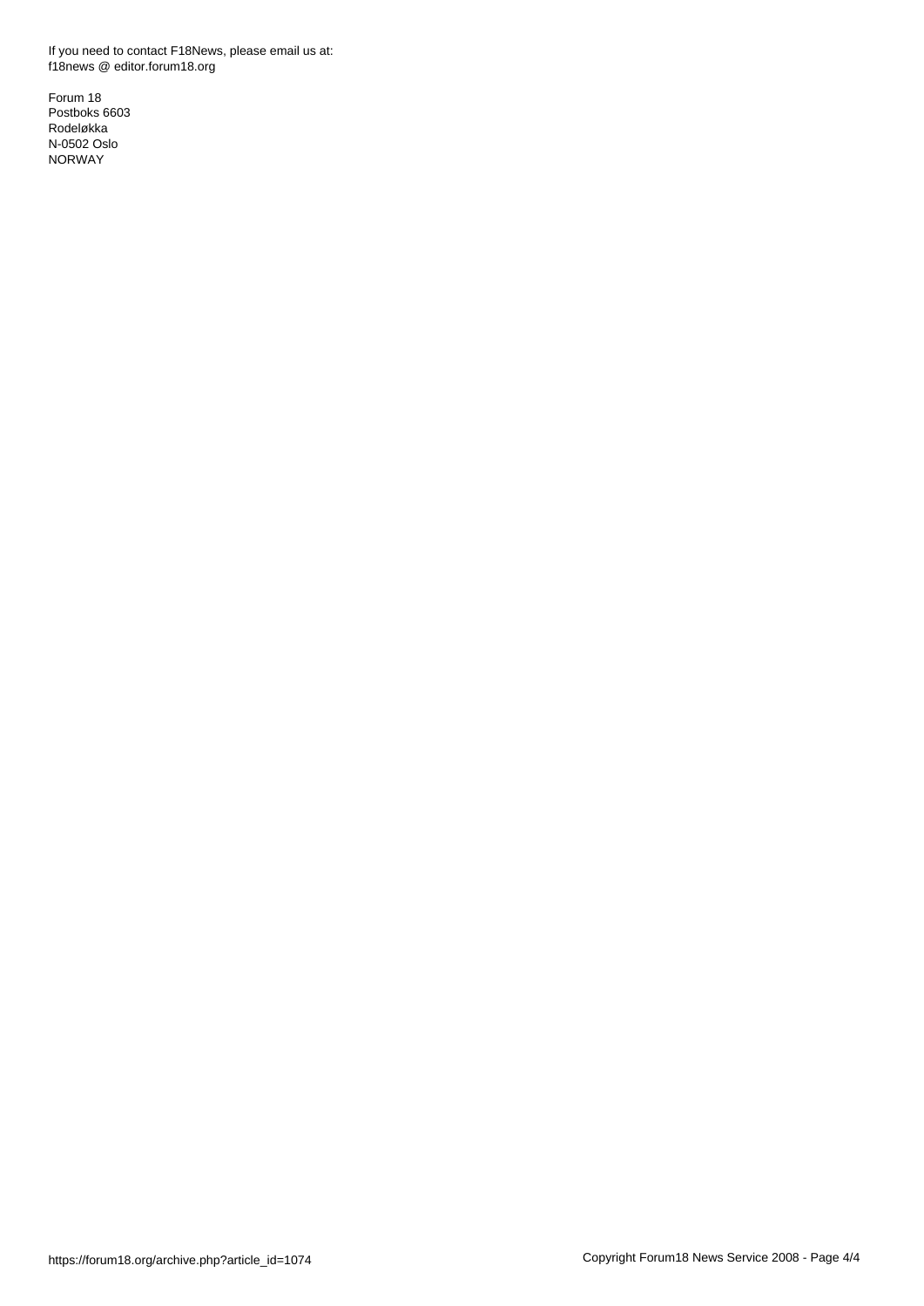If you need to contact F18News, please email us at:
f18news @ editor.forum18.org

Forum 18
Postboks 6603
Rodeløkka
N-0502 Oslo
NORWAY